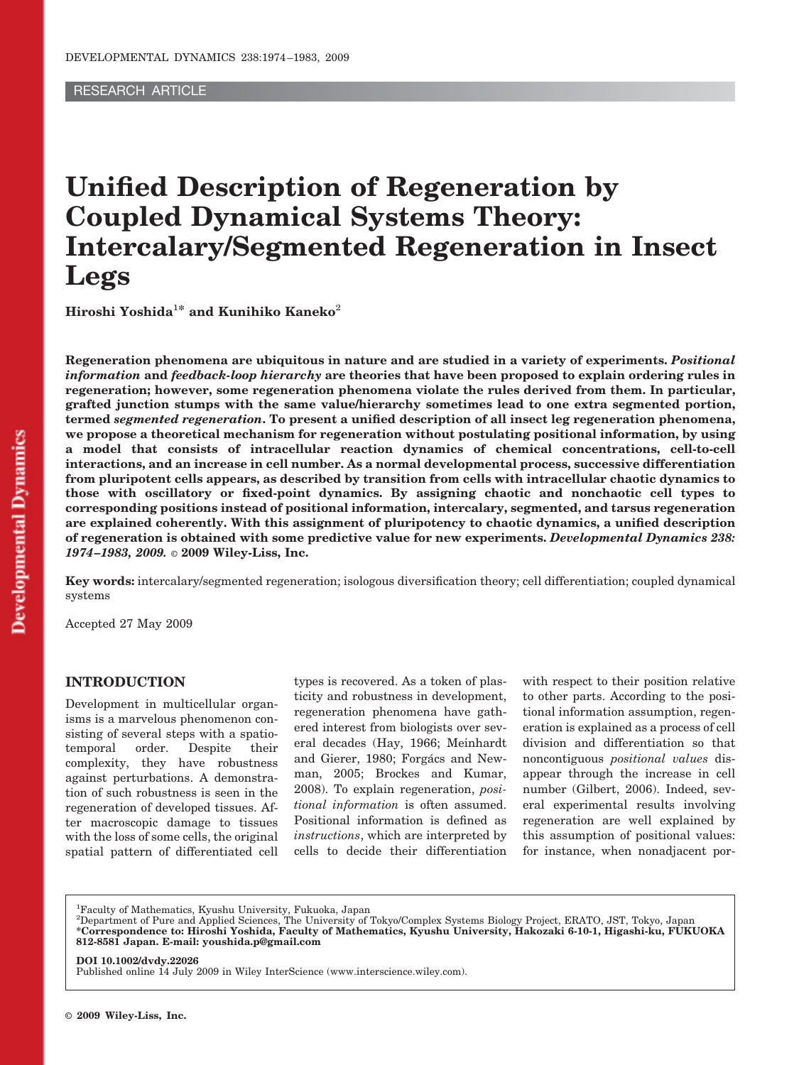RESEARCH ARTICLE

# Unified Description of Regeneration by Coupled Dynamical Systems Theory: Intercalary/Segmented Regeneration in Insect Legs

**Hiroshi Yoshida[1*] and Kunihiko Kaneko[2]**

**Regeneration phenomena are ubiquitous in nature and are studied in a variety of experiments. *Positional information* and *feedback-loop hierarchy* are theories that have been proposed to explain ordering rules in regeneration; however, some regeneration phenomena violate the rules derived from them. In particular, grafted junction stumps with the same value/hierarchy sometimes lead to one extra segmented portion, termed *segmented regeneration*. To present a unified description of all insect leg regeneration phenomena, we propose a theoretical mechanism for regeneration without postulating positional information, by using a model that consists of intracellular reaction dynamics of chemical concentrations, cell-to-cell interactions, and an increase in cell number. As a normal developmental process, successive differentiation from pluripotent cells appears, as described by transition from cells with intracellular chaotic dynamics to those with oscillatory or fixed-point dynamics. By assigning chaotic and nonchaotic cell types to corresponding positions instead of positional information, intercalary, segmented, and tarsus regeneration are explained coherently. With this assignment of pluripotency to chaotic dynamics, a unified description of regeneration is obtained with some predictive value for new experiments. *Developmental Dynamics 238: 1974–1983, 2009.* © 2009 Wiley-Liss, Inc.**

**Key words:** intercalary/segmented regeneration; isologous diversification theory; cell differentiation; coupled dynamical systems

Accepted 27 May 2009

## INTRODUCTION

Development in multicellular organisms is a marvelous phenomenon consisting of several steps with a spatiotemporal order. Despite their complexity, they have robustness against perturbations. A demonstration of such robustness is seen in the regeneration of developed tissues. After macroscopic damage to tissues with the loss of some cells, the original spatial pattern of differentiated cell types is recovered. As a token of plasticity and robustness in development, regeneration phenomena have gathered interest from biologists over several decades (Hay, 1966; Meinhardt and Gierer, 1980; Forgács and Newman, 2005; Brockes and Kumar, 2008). To explain regeneration, *positional information* is often assumed. Positional information is defined as *instructions*, which are interpreted by cells to decide their differentiation with respect to their position relative to other parts. According to the positional information assumption, regeneration is explained as a process of cell division and differentiation so that noncontiguous *positional values* disappear through the increase in cell number (Gilbert, 2006). Indeed, several experimental results involving regeneration are well explained by this assumption of positional values: for instance, when nonadjacent por-

[1]Faculty of Mathematics, Kyushu University, Fukuoka, Japan
[2]Department of Pure and Applied Sciences, The University of Tokyo/Complex Systems Biology Project, ERATO, JST, Tokyo, Japan
***Correspondence to: Hiroshi Yoshida, Faculty of Mathematics, Kyushu University, Hakozaki 6-10-1, Higashi-ku, FUKUOKA 812-8581 Japan. E-mail: youshida.p@gmail.com**

**DOI 10.1002/dvdy.22026**
Published online 14 July 2009 in Wiley InterScience (www.interscience.wiley.com).

© 2009 Wiley-Liss, Inc.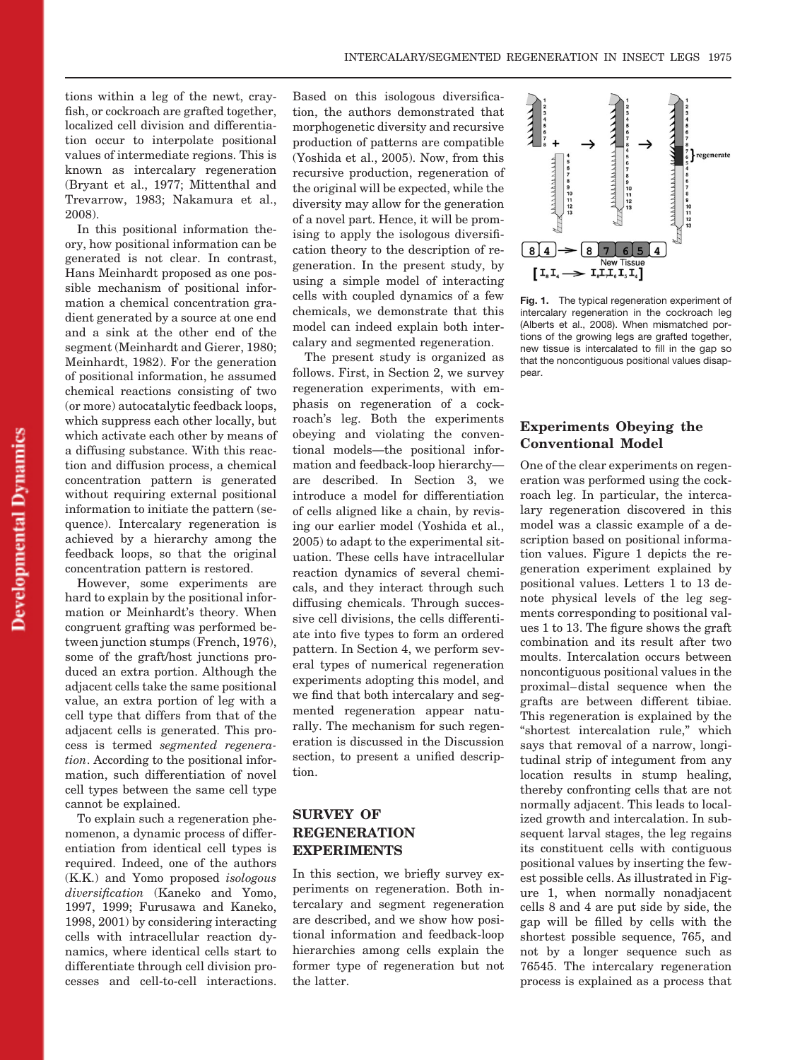tions within a leg of the newt, crayfish, or cockroach are grafted together, localized cell division and differentiation occur to interpolate positional values of intermediate regions. This is known as intercalary regeneration (Bryant et al., 1977; Mittenthal and Trevarrow, 1983; Nakamura et al., 2008).

In this positional information theory, how positional information can be generated is not clear. In contrast, Hans Meinhardt proposed as one possible mechanism of positional information a chemical concentration gradient generated by a source at one end and a sink at the other end of the segment (Meinhardt and Gierer, 1980; Meinhardt, 1982). For the generation of positional information, he assumed chemical reactions consisting of two (or more) autocatalytic feedback loops, which suppress each other locally, but which activate each other by means of a diffusing substance. With this reaction and diffusion process, a chemical concentration pattern is generated without requiring external positional information to initiate the pattern (sequence). Intercalary regeneration is achieved by a hierarchy among the feedback loops, so that the original concentration pattern is restored.

However, some experiments are hard to explain by the positional information or Meinhardt's theory. When congruent grafting was performed between junction stumps (French, 1976), some of the graft/host junctions produced an extra portion. Although the adjacent cells take the same positional value, an extra portion of leg with a cell type that differs from that of the adjacent cells is generated. This process is termed *segmented regeneration*. According to the positional information, such differentiation of novel cell types between the same cell type cannot be explained.

To explain such a regeneration phenomenon, a dynamic process of differentiation from identical cell types is required. Indeed, one of the authors (K.K.) and Yomo proposed *isologous diversification* (Kaneko and Yomo, 1997, 1999; Furusawa and Kaneko, 1998, 2001) by considering interacting cells with intracellular reaction dynamics, where identical cells start to differentiate through cell division processes and cell-to-cell interactions. Based on this isologous diversification, the authors demonstrated that morphogenetic diversity and recursive production of patterns are compatible (Yoshida et al., 2005). Now, from this recursive production, regeneration of the original will be expected, while the diversity may allow for the generation of a novel part. Hence, it will be promising to apply the isologous diversification theory to the description of regeneration. In the present study, by using a simple model of interacting cells with coupled dynamics of a few chemicals, we demonstrate that this model can indeed explain both intercalary and segmented regeneration.

The present study is organized as follows. First, in Section 2, we survey regeneration experiments, with emphasis on regeneration of a cockroach's leg. Both the experiments obeying and violating the conventional models—the positional information and feedback-loop hierarchy—are described. In Section 3, we introduce a model for differentiation of cells aligned like a chain, by revising our earlier model (Yoshida et al., 2005) to adapt to the experimental situation. These cells have intracellular reaction dynamics of several chemicals, and they interact through such diffusing chemicals. Through successive cell divisions, the cells differentiate into five types to form an ordered pattern. In Section 4, we perform several types of numerical regeneration experiments adopting this model, and we find that both intercalary and segmented regeneration appear naturally. The mechanism for such regeneration is discussed in the Discussion section, to present a unified description.

## SURVEY OF REGENERATION EXPERIMENTS

In this section, we briefly survey experiments on regeneration. Both intercalary and segment regeneration are described, and we show how positional information and feedback-loop hierarchies among cells explain the former type of regeneration but not the latter.

1 2 3 4 5 6 7 8 + 4 5 6 7 8 9 10 11 12 13 → 1 2 3 4 5 6 7 8 4 5 6 7 8 9 10 11 12 13 → 1 2 3 4 5 6 7 8 7 6 5 4 5 6 7 8 9 10 11 12 13 } regenerate

8 4 → 8 7 6 5 4
New Tissue
$[\mathrm{I}_8\mathrm{I}_4 \rightarrow \mathrm{I}_8\mathrm{I}_7\mathrm{I}_6\mathrm{I}_5\mathrm{I}_4]$

**Fig. 1.** The typical regeneration experiment of intercalary regeneration in the cockroach leg (Alberts et al., 2008). When mismatched portions of the growing legs are grafted together, new tissue is intercalated to fill in the gap so that the noncontiguous positional values disappear.

### Experiments Obeying the Conventional Model

One of the clear experiments on regeneration was performed using the cockroach leg. In particular, the intercalary regeneration discovered in this model was a classic example of a description based on positional information values. Figure 1 depicts the regeneration experiment explained by positional values. Letters 1 to 13 denote physical levels of the leg segments corresponding to positional values 1 to 13. The figure shows the graft combination and its result after two moults. Intercalation occurs between noncontiguous positional values in the proximal–distal sequence when the grafts are between different tibiae. This regeneration is explained by the "shortest intercalation rule," which says that removal of a narrow, longitudinal strip of integument from any location in stump healing, thereby confronting cells that are not normally adjacent. This leads to localized growth and intercalation. In subsequent larval stages, the leg regains its constituent cells with contiguous positional values by inserting the fewest possible cells. As illustrated in Figure 1, when normally nonadjacent cells 8 and 4 are put side by side, the gap will be filled by cells with the shortest possible sequence, 765, and not by a longer sequence such as 76545. The intercalary regeneration process is explained as a process that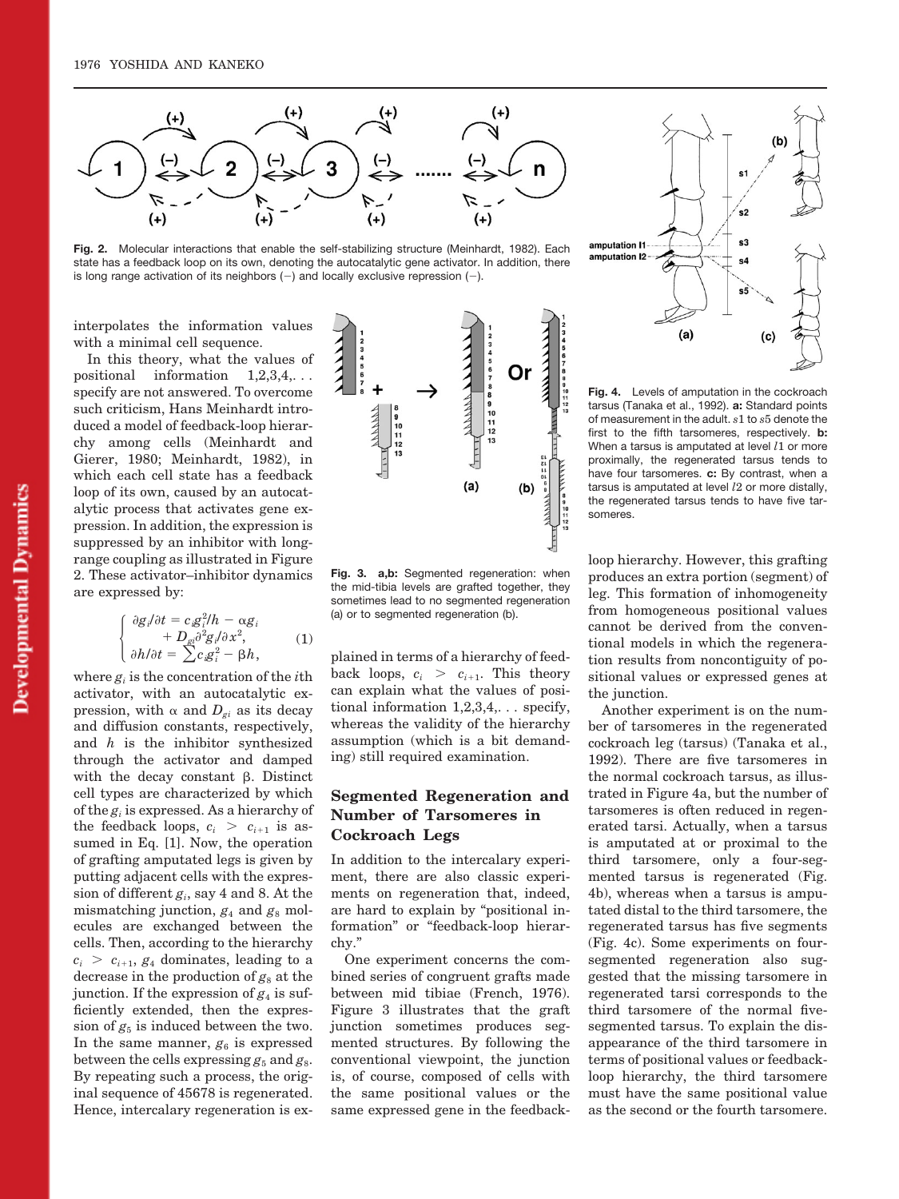Fig. 2. Molecular interactions that enable the self-stabilizing structure (Meinhardt, 1982). Each state has a feedback loop on its own, denoting the autocatalytic gene activator. In addition, there is long range activation of its neighbors (−) and locally exclusive repression (−).

interpolates the information values with a minimal cell sequence.

In this theory, what the values of positional information 1,2,3,4,. . . specify are not answered. To overcome such criticism, Hans Meinhardt introduced a model of feedback-loop hierarchy among cells (Meinhardt and Gierer, 1980; Meinhardt, 1982), in which each cell state has a feedback loop of its own, caused by an autocatalytic process that activates gene expression. In addition, the expression is suppressed by an inhibitor with long-range coupling as illustrated in Figure 2. These activator–inhibitor dynamics are expressed by:

$$\begin{cases} \partial g_i/\partial t = c_i g_i^2/h - \alpha g_i \\ \qquad + D_{gi}\partial^2 g_i/\partial x^2, \\ \partial h/\partial t = \sum c_i g_i^2 - \beta h, \end{cases} \quad (1)$$

where $g_i$ is the concentration of the $i$th activator, with an autocatalytic expression, with $\alpha$ and $D_{gi}$ as its decay and diffusion constants, respectively, and $h$ is the inhibitor synthesized through the activator and damped with the decay constant $\beta$. Distinct cell types are characterized by which of the $g_i$ is expressed. As a hierarchy of the feedback loops, $c_i > c_{i+1}$ is assumed in Eq. [1]. Now, the operation of grafting amputated legs is given by putting adjacent cells with the expression of different $g_i$, say 4 and 8. At the mismatching junction, $g_4$ and $g_8$ molecules are exchanged between the cells. Then, according to the hierarchy $c_i > c_{i+1}$, $g_4$ dominates, leading to a decrease in the production of $g_8$ at the junction. If the expression of $g_4$ is sufficiently extended, then the expression of $g_5$ is induced between the two. In the same manner, $g_6$ is expressed between the cells expressing $g_5$ and $g_8$. By repeating such a process, the original sequence of 45678 is regenerated. Hence, intercalary regeneration is explained in terms of a hierarchy of feedback loops, $c_i > c_{i+1}$. This theory can explain what the values of positional information 1,2,3,4,. . . specify, whereas the validity of the hierarchy assumption (which is a bit demanding) still required examination.

Fig. 3. a,b: Segmented regeneration: when the mid-tibia levels are grafted together, they sometimes lead to no segmented regeneration (a) or to segmented regeneration (b).

## Segmented Regeneration and Number of Tarsomeres in Cockroach Legs

In addition to the intercalary experiment, there are also classic experiments on regeneration that, indeed, are hard to explain by "positional information" or "feedback-loop hierarchy."

One experiment concerns the combined series of congruent grafts made between mid tibiae (French, 1976). Figure 3 illustrates that the graft junction sometimes produces segmented structures. By following the conventional viewpoint, the junction is, of course, composed of cells with the same positional values or the same expressed gene in the feedback-loop hierarchy. However, this grafting produces an extra portion (segment) of leg. This formation of inhomogeneity from homogeneous positional values cannot be derived from the conventional models in which the regeneration results from noncontiguity of positional values or expressed genes at the junction.

Fig. 4. Levels of amputation in the cockroach tarsus (Tanaka et al., 1992). a: Standard points of measurement in the adult. $s1$ to $s5$ denote the first to the fifth tarsomeres, respectively. b: When a tarsus is amputated at level $l1$ or more proximally, the regenerated tarsus tends to have four tarsomeres. c: By contrast, when a tarsus is amputated at level $l2$ or more distally, the regenerated tarsus tends to have five tarsomeres.

Another experiment is on the number of tarsomeres in the regenerated cockroach leg (tarsus) (Tanaka et al., 1992). There are five tarsomeres in the normal cockroach tarsus, as illustrated in Figure 4a, but the number of tarsomeres is often reduced in regenerated tarsi. Actually, when a tarsus is amputated at or proximal to the third tarsomere, only a four-segmented tarsus is regenerated (Fig. 4b), whereas when a tarsus is amputated distal to the third tarsomere, the regenerated tarsus has five segments (Fig. 4c). Some experiments on four-segmented regeneration also suggested that the missing tarsomere in regenerated tarsi corresponds to the third tarsomere of the normal five-segmented tarsus. To explain the disappearance of the third tarsomere in terms of positional values or feedback-loop hierarchy, the third tarsomere must have the same positional value as the second or the fourth tarsomere.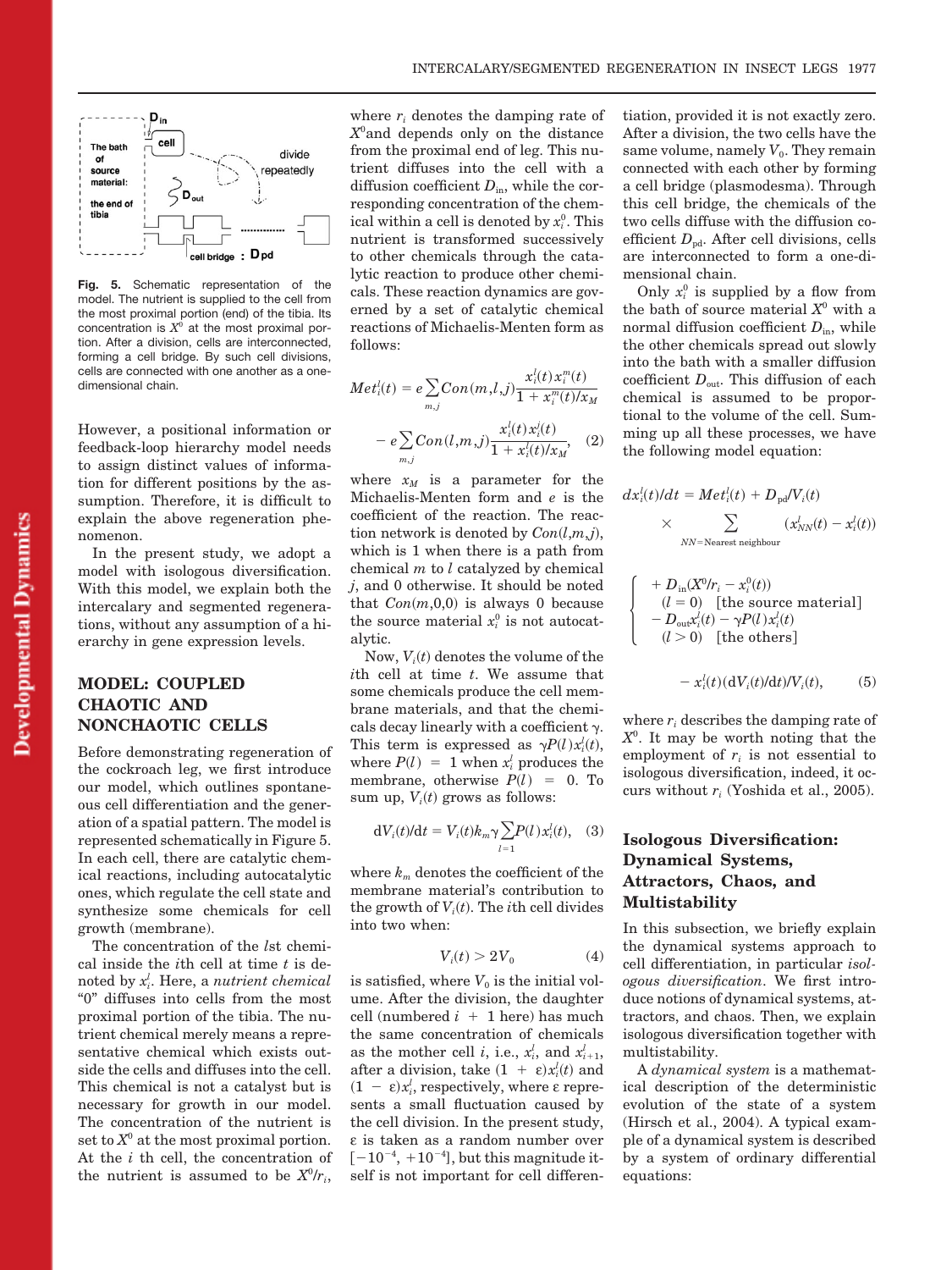**Fig. 5.** Schematic representation of the model. The nutrient is supplied to the cell from the most proximal portion (end) of the tibia. Its concentration is $X^0$ at the most proximal portion. After a division, cells are interconnected, forming a cell bridge. By such cell divisions, cells are connected with one another as a one-dimensional chain.

However, a positional information or feedback-loop hierarchy model needs to assign distinct values of information for different positions by the assumption. Therefore, it is difficult to explain the above regeneration phenomenon.

In the present study, we adopt a model with isologous diversification. With this model, we explain both the intercalary and segmented regenerations, without any assumption of a hierarchy in gene expression levels.

## MODEL: COUPLED CHAOTIC AND NONCHAOTIC CELLS

Before demonstrating regeneration of the cockroach leg, we first introduce our model, which outlines spontaneous cell differentiation and the generation of a spatial pattern. The model is represented schematically in Figure 5. In each cell, there are catalytic chemical reactions, including autocatalytic ones, which regulate the cell state and synthesize some chemicals for cell growth (membrane).

The concentration of the $l$st chemical inside the $i$th cell at time $t$ is denoted by $x_i^l$. Here, a *nutrient chemical* "0" diffuses into cells from the most proximal portion of the tibia. The nutrient chemical merely means a representative chemical which exists outside the cells and diffuses into the cell. This chemical is not a catalyst but is necessary for growth in our model. The concentration of the nutrient is set to $X^0$ at the most proximal portion. At the $i$ th cell, the concentration of the nutrient is assumed to be $X^0/r_i$, where $r_i$ denotes the damping rate of $X^0$and depends only on the distance from the proximal end of leg. This nutrient diffuses into the cell with a diffusion coefficient $D_{in}$, while the corresponding concentration of the chemical within a cell is denoted by $x_i^0$. This nutrient is transformed successively to other chemicals through the catalytic reaction to produce other chemicals. These reaction dynamics are governed by a set of catalytic chemical reactions of Michaelis-Menten form as follows:

$$Met_i^l(t) = e\sum_{m,j} Con(m,l,j)\frac{x_i^j(t)\,x_i^m(t)}{1 + x_i^m(t)/x_M} - e\sum_{m,j} Con(l,m,j)\frac{x_i^l(t)\,x_i^j(t)}{1 + x_i^l(t)/x_M}, \quad (2)$$

where $x_M$ is a parameter for the Michaelis-Menten form and $e$ is the coefficient of the reaction. The reaction network is denoted by $Con(l,m,j)$, which is 1 when there is a path from chemical $m$ to $l$ catalyzed by chemical $j$, and 0 otherwise. It should be noted that $Con(m,0,0)$ is always 0 because the source material $x_i^0$ is not autocatalytic.

Now, $V_i(t)$ denotes the volume of the $i$th cell at time $t$. We assume that some chemicals produce the cell membrane materials, and that the chemicals decay linearly with a coefficient $\gamma$. This term is expressed as $\gamma P(l) x_i^l(t)$, where $P(l) = 1$ when $x_i^l$ produces the membrane, otherwise $P(l) = 0$. To sum up, $V_i(t)$ grows as follows:

$$dV_i(t)/dt = V_i(t) k_m \gamma \sum_{l=1} P(l) x_i^l(t), \quad (3)$$

where $k_m$ denotes the coefficient of the membrane material's contribution to the growth of $V_i(t)$. The $i$th cell divides into two when:

$$V_i(t) > 2V_0 \quad (4)$$

is satisfied, where $V_0$ is the initial volume. After the division, the daughter cell (numbered $i + 1$ here) has much the same concentration of chemicals as the mother cell $i$, i.e., $x_i^l$, and $x_{i+1}^l$, after a division, take $(1 + \varepsilon)x_i^l(t)$ and $(1 - \varepsilon)x_i^l$, respectively, where $\varepsilon$ represents a small fluctuation caused by the cell division. In the present study, $\varepsilon$ is taken as a random number over $[-10^{-4}, +10^{-4}]$, but this magnitude itself is not important for cell differentiation, provided it is not exactly zero. After a division, the two cells have the same volume, namely $V_0$. They remain connected with each other by forming a cell bridge (plasmodesma). Through this cell bridge, the chemicals of the two cells diffuse with the diffusion coefficient $D_{pd}$. After cell divisions, cells are interconnected to form a one-dimensional chain.

Only $x_i^0$ is supplied by a flow from the bath of source material $X^0$ with a normal diffusion coefficient $D_{in}$, while the other chemicals spread out slowly into the bath with a smaller diffusion coefficient $D_{out}$. This diffusion of each chemical is assumed to be proportional to the volume of the cell. Summing up all these processes, we have the following model equation:

$$dx_i^l(t)/dt = Met_i^l(t) + D_{pd}/V_i(t) \times \sum_{NN=\text{Nearest neighbour}} (x_{NN}^l(t) - x_i^l(t))$$

$$\begin{cases} + D_{in}(X^0/r_i - x_i^0(t)) \\ \quad (l = 0) \quad \text{[the source material]} \\ - D_{out}x_i^l(t) - \gamma P(l)\, x_i^l(t) \\ \quad (l > 0) \quad \text{[the others]} \end{cases}$$

$$- x_i^l(t)(dV_i(t)/dt)/V_i(t), \quad (5)$$

where $r_i$ describes the damping rate of $X^0$. It may be worth noting that the employment of $r_i$ is not essential to isologous diversification, indeed, it occurs without $r_i$ (Yoshida et al., 2005).

### Isologous Diversification: Dynamical Systems, Attractors, Chaos, and Multistability

In this subsection, we briefly explain the dynamical systems approach to cell differentiation, in particular *isologous diversification*. We first introduce notions of dynamical systems, attractors, and chaos. Then, we explain isologous diversification together with multistability.

A *dynamical system* is a mathematical description of the deterministic evolution of the state of a system (Hirsch et al., 2004). A typical example of a dynamical system is described by a system of ordinary differential equations: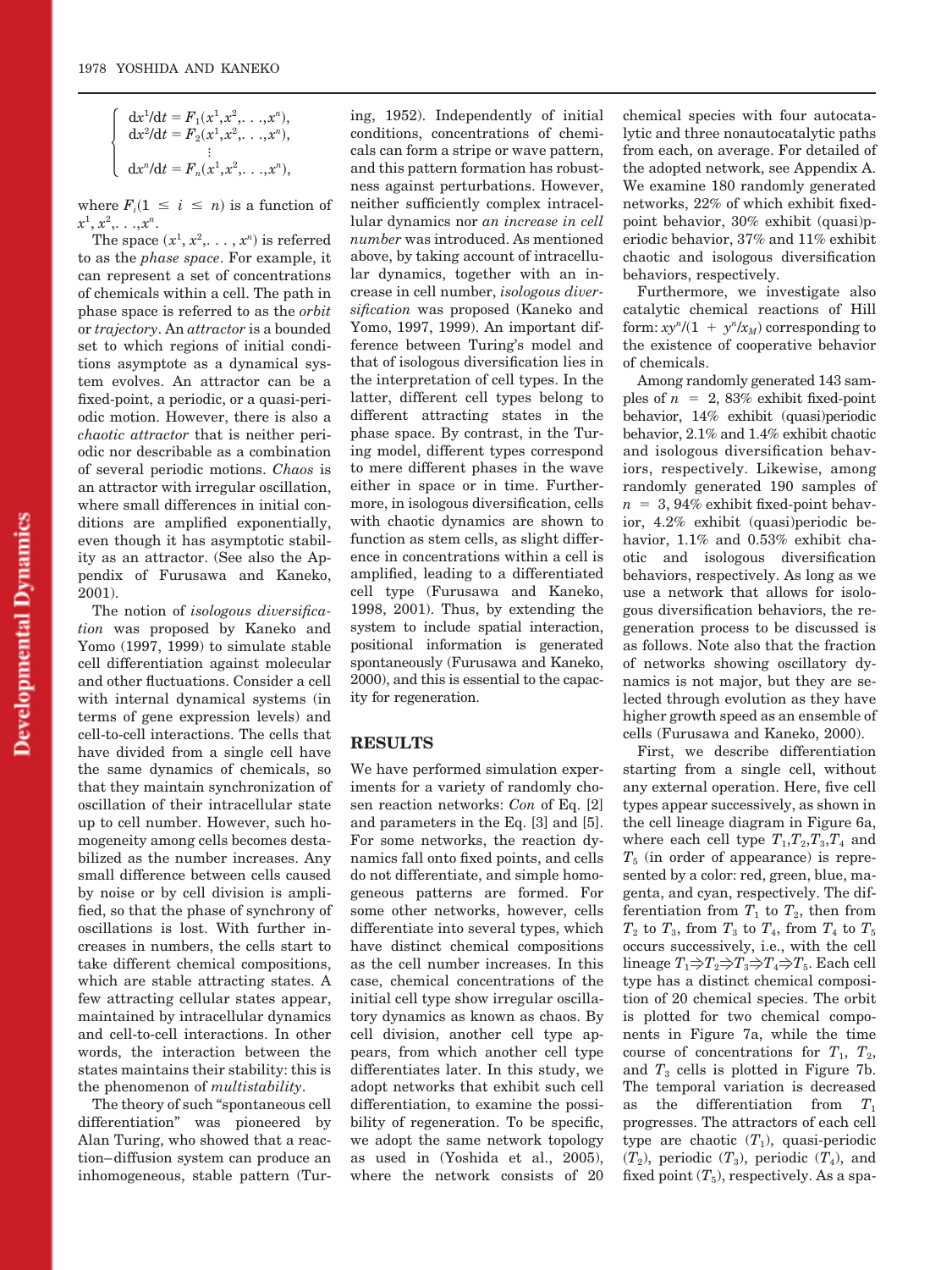$$
\begin{cases}
dx^1/dt = F_1(x^1, x^2, \ldots, x^n), \\
dx^2/dt = F_2(x^1, x^2, \ldots, x^n), \\
\vdots \\
dx^n/dt = F_n(x^1, x^2, \ldots, x^n),
\end{cases}
$$

where $F_i (1 \leq i \leq n)$ is a function of $x^1, x^2, \ldots, x^n$.

The space $(x^1, x^2, \ldots, x^n)$ is referred to as the *phase space*. For example, it can represent a set of concentrations of chemicals within a cell. The path in phase space is referred to as the *orbit* or *trajectory*. An *attractor* is a bounded set to which regions of initial conditions asymptote as a dynamical system evolves. An attractor can be a fixed-point, a periodic, or a quasi-periodic motion. However, there is also a *chaotic attractor* that is neither periodic nor describable as a combination of several periodic motions. *Chaos* is an attractor with irregular oscillation, where small differences in initial conditions are amplified exponentially, even though it has asymptotic stability as an attractor. (See also the Appendix of Furusawa and Kaneko, 2001).

The notion of *isologous diversification* was proposed by Kaneko and Yomo (1997, 1999) to simulate stable cell differentiation against molecular and other fluctuations. Consider a cell with internal dynamical systems (in terms of gene expression levels) and cell-to-cell interactions. The cells that have divided from a single cell have the same dynamics of chemicals, so that they maintain synchronization of oscillation of their intracellular state up to cell number. However, such homogeneity among cells becomes destabilized as the number increases. Any small difference between cells caused by noise or by cell division is amplified, so that the phase of synchrony of oscillations is lost. With further increases in numbers, the cells start to take different chemical compositions, which are stable attracting states. A few attracting cellular states appear, maintained by intracellular dynamics and cell-to-cell interactions. In other words, the interaction between the states maintains their stability: this is the phenomenon of *multistability*.

The theory of such "spontaneous cell differentiation" was pioneered by Alan Turing, who showed that a reaction–diffusion system can produce an inhomogeneous, stable pattern (Turing, 1952). Independently of initial conditions, concentrations of chemicals can form a stripe or wave pattern, and this pattern formation has robustness against perturbations. However, neither sufficiently complex intracellular dynamics nor *an increase in cell number* was introduced. As mentioned above, by taking account of intracellular dynamics, together with an increase in cell number, *isologous diversification* was proposed (Kaneko and Yomo, 1997, 1999). An important difference between Turing's model and that of isologous diversification lies in the interpretation of cell types. In the latter, different cell types belong to different attracting states in the phase space. By contrast, in the Turing model, different types correspond to mere different phases in the wave either in space or in time. Furthermore, in isologous diversification, cells with chaotic dynamics are shown to function as stem cells, as slight difference in concentrations within a cell is amplified, leading to a differentiated cell type (Furusawa and Kaneko, 1998, 2001). Thus, by extending the system to include spatial interaction, positional information is generated spontaneously (Furusawa and Kaneko, 2000), and this is essential to the capacity for regeneration.

## RESULTS

We have performed simulation experiments for a variety of randomly chosen reaction networks: *Con* of Eq. [2] and parameters in the Eq. [3] and [5]. For some networks, the reaction dynamics fall onto fixed points, and cells do not differentiate, and simple homogeneous patterns are formed. For some other networks, however, cells differentiate into several types, which have distinct chemical compositions as the cell number increases. In this case, chemical concentrations of the initial cell type show irregular oscillatory dynamics as known as chaos. By cell division, another cell type appears, from which another cell type differentiates later. In this study, we adopt networks that exhibit such cell differentiation, to examine the possibility of regeneration. To be specific, we adopt the same network topology as used in (Yoshida et al., 2005), where the network consists of 20 chemical species with four autocatalytic and three nonautocatalytic paths from each, on average. For detailed of the adopted network, see Appendix A. We examine 180 randomly generated networks, 22% of which exhibit fixed-point behavior, 30% exhibit (quasi)periodic behavior, 37% and 11% exhibit chaotic and isologous diversification behaviors, respectively.

Furthermore, we investigate also catalytic chemical reactions of Hill form: $xy^n/(1 + y^n/x_M)$ corresponding to the existence of cooperative behavior of chemicals.

Among randomly generated 143 samples of $n = 2$, 83% exhibit fixed-point behavior, 14% exhibit (quasi)periodic behavior, 2.1% and 1.4% exhibit chaotic and isologous diversification behaviors, respectively. Likewise, among randomly generated 190 samples of $n = 3$, 94% exhibit fixed-point behavior, 4.2% exhibit (quasi)periodic behavior, 1.1% and 0.53% exhibit chaotic and isologous diversification behaviors, respectively. As long as we use a network that allows for isologous diversification behaviors, the regeneration process to be discussed is as follows. Note also that the fraction of networks showing oscillatory dynamics is not major, but they are selected through evolution as they have higher growth speed as an ensemble of cells (Furusawa and Kaneko, 2000).

First, we describe differentiation starting from a single cell, without any external operation. Here, five cell types appear successively, as shown in the cell lineage diagram in Figure 6a, where each cell type $T_1, T_2, T_3, T_4$ and $T_5$ (in order of appearance) is represented by a color: red, green, blue, magenta, and cyan, respectively. The differentiation from $T_1$ to $T_2$, then from $T_2$ to $T_3$, from $T_3$ to $T_4$, from $T_4$ to $T_5$ occurs successively, i.e., with the cell lineage $T_1 \Rightarrow T_2 \Rightarrow T_3 \Rightarrow T_4 \Rightarrow T_5$. Each cell type has a distinct chemical composition of 20 chemical species. The orbit is plotted for two chemical components in Figure 7a, while the time course of concentrations for $T_1$, $T_2$, and $T_3$ cells is plotted in Figure 7b. The temporal variation is decreased as the differentiation from $T_1$ progresses. The attractors of each cell type are chaotic ($T_1$), quasi-periodic ($T_2$), periodic ($T_3$), periodic ($T_4$), and fixed point ($T_5$), respectively. As a spa-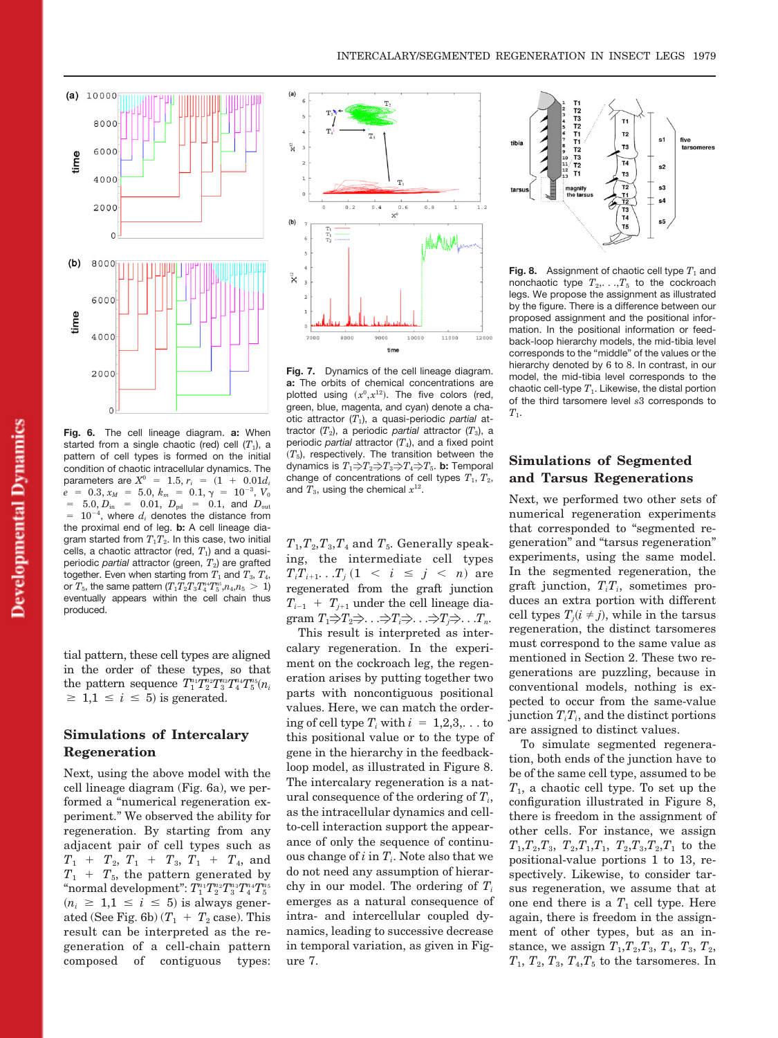**Fig. 6.** The cell lineage diagram. **a:** When started from a single chaotic (red) cell ($T_1$), a pattern of cell types is formed on the initial condition of chaotic intracellular dynamics. The parameters are $X^0 = 1.5, r_i = (1 + 0.01d_i$, $e = 0.3, x_M = 5.0, k_m = 0.1, \gamma = 10^{-3}, V_0 = 5.0, D_{\text{in}} = 0.01, D_{\text{pd}} = 0.1$, and $D_{\text{out}} = 10^{-4}$, where $d_i$ denotes the distance from the proximal end of leg. **b:** A cell lineage diagram started from $T_1T_2$. In this case, two initial cells, a chaotic attractor (red, $T_1$) and a quasi-periodic *partial* attractor (green, $T_2$) are grafted together. Even when starting from $T_1$ and $T_3$, $T_4$, or $T_5$, the same pattern ($T_1^{n_1}T_2T_3^{n_3}T_4^{n_4}T_5^{n_5}, n_4, n_5 > 1$) eventually appears within the cell chain thus produced.

**Fig. 7.** Dynamics of the cell lineage diagram. **a:** The orbits of chemical concentrations are plotted using ($x^0$,$x^{12}$). The five colors (red, green, blue, magenta, and cyan) denote a chaotic attractor ($T_1$), a quasi-periodic *partial* attractor ($T_2$), a periodic *partial* attractor ($T_3$), a periodic *partial* attractor ($T_4$), and a fixed point ($T_5$), respectively. The transition between the dynamics is $T_1 \Rightarrow T_2 \Rightarrow T_3 \Rightarrow T_4 \Rightarrow T_5$. **b:** Temporal change of concentrations of cell types $T_1$, $T_2$, and $T_3$, using the chemical $x^{12}$.

**Fig. 8.** Assignment of chaotic cell type $T_1$ and nonchaotic type $T_2, \ldots, T_5$ to the cockroach legs. We propose the assignment as illustrated by the figure. There is a difference between our proposed assignment and the positional information. In the positional information or feedback-loop hierarchy models, the mid-tibia level corresponds to the "middle" of the values or the hierarchy denoted by 6 to 8. In contrast, in our model, the mid-tibia level corresponds to the chaotic cell-type $T_1$. Likewise, the distal portion of the third tarsomere level $s3$ corresponds to $T_1$.

tial pattern, these cell types are aligned in the order of these types, so that the pattern sequence $T_1^{n_1}T_2^{n_2}T_3^{n_3}T_4^{n_4}T_5^{n_5}(n_i \geq 1, 1 \leq i \leq 5)$ is generated.

## Simulations of Intercalary Regeneration

Next, using the above model with the cell lineage diagram (Fig. 6a), we performed a "numerical regeneration experiment." We observed the ability for regeneration. By starting from any adjacent pair of cell types such as $T_1 + T_2$, $T_1 + T_3$, $T_1 + T_4$, and $T_1 + T_5$, the pattern generated by "normal development": $T_1^{n_1}T_2^{n_2}T_3^{n_3}T_4^{n_4}T_5^{n_5}$ ($n_i \geq 1, 1 \leq i \leq 5$) is always generated (See Fig. 6b) ($T_1 + T_2$ case). This result can be interpreted as the regeneration of a cell-chain pattern composed of contiguous types: $T_1, T_2, T_3, T_4$ and $T_5$. Generally speaking, the intermediate cell types $T_iT_{i+1} \ldots T_j$ $(1 < i \leq j < n)$ are regenerated from the graft junction $T_{i-1} + T_{j+1}$ under the cell lineage diagram $T_1 \Rightarrow T_2 \Rightarrow \ldots \Rightarrow T_i \Rightarrow \ldots \Rightarrow T_j \Rightarrow \ldots T_n$.

This result is interpreted as intercalary regeneration. In the experiment on the cockroach leg, the regeneration arises by putting together two parts with noncontiguous positional values. Here, we can match the ordering of cell type $T_i$ with $i = 1,2,3, \ldots$ to this positional value or to the type of gene in the hierarchy in the feedback-loop model, as illustrated in Figure 8. The intercalary regeneration is a natural consequence of the ordering of $T_i$, as the intracellular dynamics and cell-to-cell interaction support the appearance of only the sequence of continuous change of $i$ in $T_i$. Note also that we do not need any assumption of hierarchy in our model. The ordering of $T_i$ emerges as a natural consequence of intra- and intercellular coupled dynamics, leading to successive decrease in temporal variation, as given in Figure 7.

## Simulations of Segmented and Tarsus Regenerations

Next, we performed two other sets of numerical regeneration experiments that corresponded to "segmented regeneration" and "tarsus regeneration" experiments, using the same model. In the segmented regeneration, the graft junction, $T_iT_i$, sometimes produces an extra portion with different cell types $T_j (i \neq j)$, while in the tarsus regeneration, the distinct tarsomeres must correspond to the same value as mentioned in Section 2. These two regenerations are puzzling, because in conventional models, nothing is expected to occur from the same-value junction $T_iT_i$, and the distinct portions are assigned to distinct values.

To simulate segmented regeneration, both ends of the junction have to be of the same cell type, assumed to be $T_1$, a chaotic cell type. To set up the configuration illustrated in Figure 8, there is freedom in the assignment of other cells. For instance, we assign $T_1,T_2,T_3$, $T_2,T_1,T_1$, $T_2,T_3,T_2,T_1$ to the positional-value portions 1 to 13, respectively. Likewise, to consider tarsus regeneration, we assume that at one end there is a $T_1$ cell type. Here again, there is freedom in the assignment of other types, but as an instance, we assign $T_1,T_2,T_3$, $T_4$, $T_3$, $T_2$, $T_1$, $T_2$, $T_3$, $T_4$,$T_5$ to the tarsomeres. In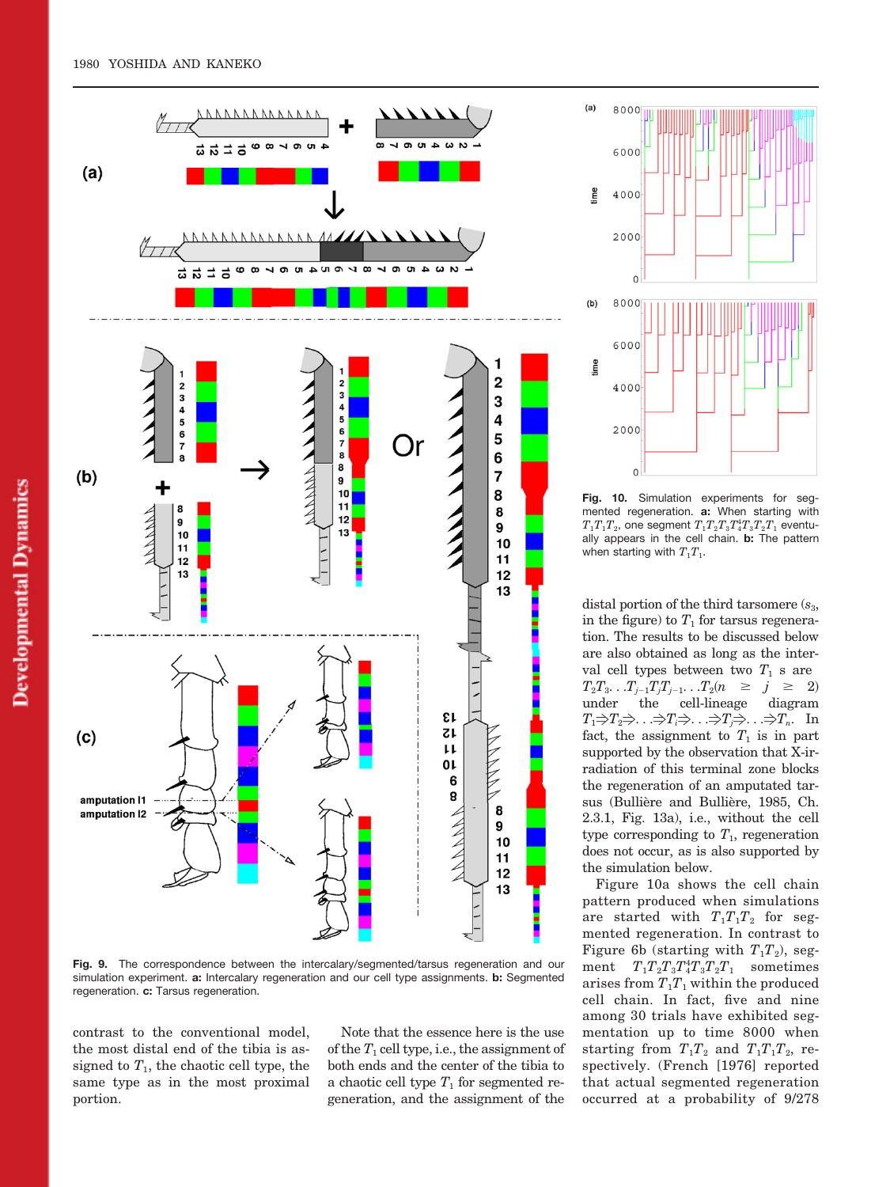Fig. 9. The correspondence between the intercalary/segmented/tarsus regeneration and our simulation experiment. **a:** Intercalary regeneration and our cell type assignments. **b:** Segmented regeneration. **c:** Tarsus regeneration.

Fig. 10. Simulation experiments for segmented regeneration. **a:** When starting with $T_1T_1T_2$, one segment $T_1T_2T_3T_4^4T_3T_2T_1$ eventually appears in the cell chain. **b:** The pattern when starting with $T_1T_1$.

contrast to the conventional model, the most distal end of the tibia is assigned to $T_1$, the chaotic cell type, the same type as in the most proximal portion.

Note that the essence here is the use of the $T_1$ cell type, i.e., the assignment of both ends and the center of the tibia to a chaotic cell type $T_1$ for segmented regeneration, and the assignment of the distal portion of the third tarsomere ($s_3$, in the figure) to $T_1$ for tarsus regeneration. The results to be discussed below are also obtained as long as the interval cell types between two $T_1$ s are $T_2T_3 \ldots T_{j-1}T_jT_{j-1} \ldots T_2(n \geq j \geq 2)$ under the cell-lineage diagram $T_1 \Rightarrow T_2 \Rightarrow \ldots \Rightarrow T_i \Rightarrow \ldots \Rightarrow T_j \Rightarrow \ldots \Rightarrow T_n$. In fact, the assignment to $T_1$ is in part supported by the observation that X-irradiation of this terminal zone blocks the regeneration of an amputated tarsus (Bullière and Bullière, 1985, Ch. 2.3.1, Fig. 13a), i.e., without the cell type corresponding to $T_1$, regeneration does not occur, as is also supported by the simulation below.

Figure 10a shows the cell chain pattern produced when simulations are started with $T_1T_1T_2$ for segmented regeneration. In contrast to Figure 6b (starting with $T_1T_2$), segment $T_1T_2T_3T_4^4T_3T_2T_1$ sometimes arises from $T_1T_1$ within the produced cell chain. In fact, five and nine among 30 trials have exhibited segmentation up to time 8000 when starting from $T_1T_2$ and $T_1T_1T_2$, respectively. (French [1976] reported that actual segmented regeneration occurred at a probability of 9/278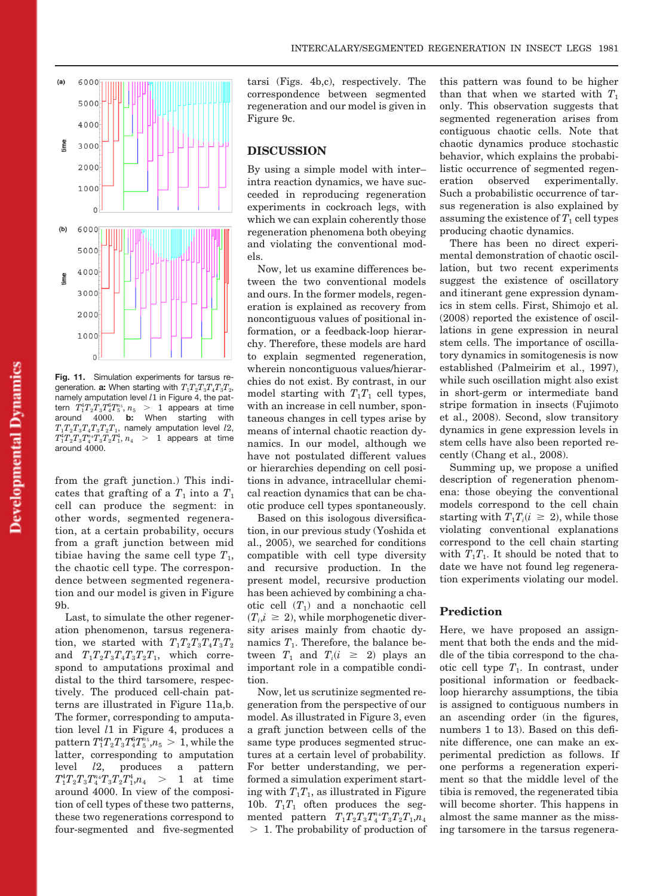Fig. 11. Simulation experiments for tarsus regeneration. **a:** When starting with $T_1T_2T_3T_4T_3T_2$, namely amputation level $l1$ in Figure 4, the pattern $T_1^4T_2T_3T_4^6T_5^{n_5}$, $n_5 > 1$ appears at time around 4000. **b:** When starting with $T_1T_2T_3T_4T_3T_2T_1$, namely amputation level $l2$, $T_1^4T_2T_3T_4^{n_4}T_3T_2T_1^4$, $n_4 > 1$ appears at time around 4000.

from the graft junction.) This indicates that grafting of a $T_1$ into a $T_1$ cell can produce the segment: in other words, segmented regeneration, at a certain probability, occurs from a graft junction between mid tibiae having the same cell type $T_1$, the chaotic cell type. The correspondence between segmented regeneration and our model is given in Figure 9b.

Last, to simulate the other regeneration phenomenon, tarsus regeneration, we started with $T_1T_2T_3T_4T_3T_2$ and $T_1T_2T_3T_4T_3T_2T_1$, which correspond to amputations proximal and distal to the third tarsomere, respectively. The produced cell-chain patterns are illustrated in Figure 11a,b. The former, corresponding to amputation level $l1$ in Figure 4, produces a pattern $T_1^4T_2T_3T_4^6T_5^{n_5}$, $n_5 > 1$, while the latter, corresponding to amputation level $l2$, produces a pattern $T_1^4T_2T_3T_4^{n_4}T_3T_2T_1^4$, $n_4 > 1$ at time around 4000. In view of the composition of cell types of these two patterns, these two regenerations correspond to four-segmented and five-segmented tarsi (Figs. 4b,c), respectively. The correspondence between segmented regeneration and our model is given in Figure 9c.

## DISCUSSION

By using a simple model with inter–intra reaction dynamics, we have succeeded in reproducing regeneration experiments in cockroach legs, with which we can explain coherently those regeneration phenomena both obeying and violating the conventional models.

Now, let us examine differences between the two conventional models and ours. In the former models, regeneration is explained as recovery from noncontiguous values of positional information, or a feedback-loop hierarchy. Therefore, these models are hard to explain segmented regeneration, wherein noncontiguous values/hierarchies do not exist. By contrast, in our model starting with $T_1T_1$ cell types, with an increase in cell number, spontaneous changes in cell types arise by means of internal chaotic reaction dynamics. In our model, although we have not postulated different values or hierarchies depending on cell positions in advance, intracellular chemical reaction dynamics that can be chaotic produce cell types spontaneously.

Based on this isologous diversification, in our previous study (Yoshida et al., 2005), we searched for conditions compatible with cell type diversity and recursive production. In the present model, recursive production has been achieved by combining a chaotic cell ($T_1$) and a nonchaotic cell ($T_i$, $i \geq 2$), while morphogenetic diversity arises mainly from chaotic dynamics $T_1$. Therefore, the balance between $T_1$ and $T_i$ ($i \geq 2$) plays an important role in a compatible condition.

Now, let us scrutinize segmented regeneration from the perspective of our model. As illustrated in Figure 3, even a graft junction between cells of the same type produces segmented structures at a certain level of probability. For better understanding, we performed a simulation experiment starting with $T_1T_1$, as illustrated in Figure 10b. $T_1T_1$ often produces the segmented pattern $T_1T_2T_3T_4^{n_4}T_3T_2T_1$, $n_4 > 1$. The probability of production of this pattern was found to be higher than that when we started with $T_1$ only. This observation suggests that segmented regeneration arises from contiguous chaotic cells. Note that chaotic dynamics produce stochastic behavior, which explains the probabilistic occurrence of segmented regeneration observed experimentally. Such a probabilistic occurrence of tarsus regeneration is also explained by assuming the existence of $T_1$ cell types producing chaotic dynamics.

There has been no direct experimental demonstration of chaotic oscillation, but two recent experiments suggest the existence of oscillatory and itinerant gene expression dynamics in stem cells. First, Shimojo et al. (2008) reported the existence of oscillations in gene expression in neural stem cells. The importance of oscillatory dynamics in somitogenesis is now established (Palmeirim et al., 1997), while such oscillation might also exist in short-germ or intermediate band stripe formation in insects (Fujimoto et al., 2008). Second, slow transitory dynamics in gene expression levels in stem cells have also been reported recently (Chang et al., 2008).

Summing up, we propose a unified description of regeneration phenomena: those obeying the conventional models correspond to the cell chain starting with $T_1T_i$ ($i \geq 2$), while those violating conventional explanations correspond to the cell chain starting with $T_1T_1$. It should be noted that to date we have not found leg regeneration experiments violating our model.

### Prediction

Here, we have proposed an assignment that both the ends and the middle of the tibia correspond to the chaotic cell type $T_1$. In contrast, under positional information or feedback-loop hierarchy assumptions, the tibia is assigned to contiguous numbers in an ascending order (in the figures, numbers 1 to 13). Based on this definite difference, one can make an experimental prediction as follows. If one performs a regeneration experiment so that the middle level of the tibia is removed, the regenerated tibia will become shorter. This happens in almost the same manner as the missing tarsomere in the tarsus regenera-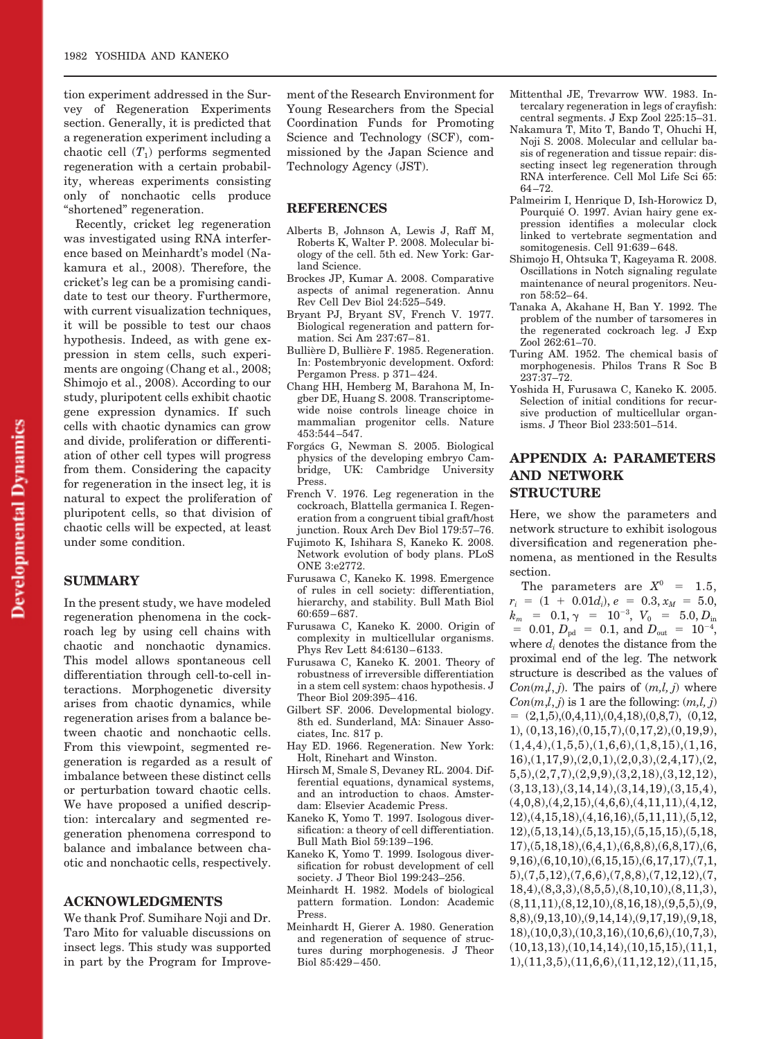tion experiment addressed in the Survey of Regeneration Experiments section. Generally, it is predicted that a regeneration experiment including a chaotic cell ($T_1$) performs segmented regeneration with a certain probability, whereas experiments consisting only of nonchaotic cells produce "shortened" regeneration.

Recently, cricket leg regeneration was investigated using RNA interference based on Meinhardt's model (Nakamura et al., 2008). Therefore, the cricket's leg can be a promising candidate to test our theory. Furthermore, with current visualization techniques, it will be possible to test our chaos hypothesis. Indeed, as with gene expression in stem cells, such experiments are ongoing (Chang et al., 2008; Shimojo et al., 2008). According to our study, pluripotent cells exhibit chaotic gene expression dynamics. If such cells with chaotic dynamics can grow and divide, proliferation or differentiation of other cell types will progress from them. Considering the capacity for regeneration in the insect leg, it is natural to expect the proliferation of pluripotent cells, so that division of chaotic cells will be expected, at least under some condition.

## SUMMARY

In the present study, we have modeled regeneration phenomena in the cockroach leg by using cell chains with chaotic and nonchaotic dynamics. This model allows spontaneous cell differentiation through cell-to-cell interactions. Morphogenetic diversity arises from chaotic dynamics, while regeneration arises from a balance between chaotic and nonchaotic cells. From this viewpoint, segmented regeneration is regarded as a result of imbalance between these distinct cells or perturbation toward chaotic cells. We have proposed a unified description: intercalary and segmented regeneration phenomena correspond to balance and imbalance between chaotic and nonchaotic cells, respectively.

## ACKNOWLEDGMENTS

We thank Prof. Sumihare Noji and Dr. Taro Mito for valuable discussions on insect legs. This study was supported in part by the Program for Improvement of the Research Environment for Young Researchers from the Special Coordination Funds for Promoting Science and Technology (SCF), commissioned by the Japan Science and Technology Agency (JST).

## REFERENCES

Alberts B, Johnson A, Lewis J, Raff M, Roberts K, Walter P. 2008. Molecular biology of the cell. 5th ed. New York: Garland Science.

Brockes JP, Kumar A. 2008. Comparative aspects of animal regeneration. Annu Rev Cell Dev Biol 24:525–549.

Bryant PJ, Bryant SV, French V. 1977. Biological regeneration and pattern formation. Sci Am 237:67–81.

Bullière D, Bullière F. 1985. Regeneration. In: Postembryonic development. Oxford: Pergamon Press. p 371–424.

Chang HH, Hemberg M, Barahona M, Ingber DE, Huang S. 2008. Transcriptome-wide noise controls lineage choice in mammalian progenitor cells. Nature 453:544–547.

Forgács G, Newman S. 2005. Biological physics of the developing embryo Cambridge, UK: Cambridge University Press.

French V. 1976. Leg regeneration in the cockroach, Blattella germanica I. Regeneration from a congruent tibial graft/host junction. Roux Arch Dev Biol 179:57–76.

Fujimoto K, Ishihara S, Kaneko K. 2008. Network evolution of body plans. PLoS ONE 3:e2772.

Furusawa C, Kaneko K. 1998. Emergence of rules in cell society: differentiation, hierarchy, and stability. Bull Math Biol 60:659–687.

Furusawa C, Kaneko K. 2000. Origin of complexity in multicellular organisms. Phys Rev Lett 84:6130–6133.

Furusawa C, Kaneko K. 2001. Theory of robustness of irreversible differentiation in a stem cell system: chaos hypothesis. J Theor Biol 209:395–416.

Gilbert SF. 2006. Developmental biology. 8th ed. Sunderland, MA: Sinauer Associates, Inc. 817 p.

Hay ED. 1966. Regeneration. New York: Holt, Rinehart and Winston.

Hirsch M, Smale S, Devaney RL. 2004. Differential equations, dynamical systems, and an introduction to chaos. Amsterdam: Elsevier Academic Press.

Kaneko K, Yomo T. 1997. Isologous diversification: a theory of cell differentiation. Bull Math Biol 59:139–196.

Kaneko K, Yomo T. 1999. Isologous diversification for robust development of cell society. J Theor Biol 199:243–256.

Meinhardt H. 1982. Models of biological pattern formation. London: Academic Press.

Meinhardt H, Gierer A. 1980. Generation and regeneration of sequence of structures during morphogenesis. J Theor Biol 85:429–450.

Mittenthal JE, Trevarrow WW. 1983. Intercalary regeneration in legs of crayfish: central segments. J Exp Zool 225:15–31.

Nakamura T, Mito T, Bando T, Ohuchi H, Noji S. 2008. Molecular and cellular basis of regeneration and tissue repair: dissecting insect leg regeneration through RNA interference. Cell Mol Life Sci 65: 64–72.

Palmeirim I, Henrique D, Ish-Horowicz D, Pourquié O. 1997. Avian hairy gene expression identifies a molecular clock linked to vertebrate segmentation and somitogenesis. Cell 91:639–648.

Shimojo H, Ohtsuka T, Kageyama R. 2008. Oscillations in Notch signaling regulate maintenance of neural progenitors. Neuron 58:52–64.

Tanaka A, Akahane H, Ban Y. 1992. The problem of the number of tarsomeres in the regenerated cockroach leg. J Exp Zool 262:61–70.

Turing AM. 1952. The chemical basis of morphogenesis. Philos Trans R Soc B 237:37–72.

Yoshida H, Furusawa C, Kaneko K. 2005. Selection of initial conditions for recursive production of multicellular organisms. J Theor Biol 233:501–514.

## APPENDIX A: PARAMETERS AND NETWORK STRUCTURE

Here, we show the parameters and network structure to exhibit isologous diversification and regeneration phenomena, as mentioned in the Results section.

The parameters are $X^0 = 1.5$, $r_i = (1 + 0.01d_i)$, $e = 0.3$, $x_M = 5.0$, $k_m = 0.1$, $\gamma = 10^{-3}$, $V_0 = 5.0$, $D_{in} = 0.01$, $D_{pd} = 0.1$, and $D_{out} = 10^{-4}$, where $d_i$ denotes the distance from the proximal end of the leg. The network structure is described as the values of $Con(m,l,j)$. The pairs of $(m,l,j)$ where $Con(m,l,j)$ is 1 are the following: $(m,l,j)$ = (2,1,5),(0,4,11),(0,4,18),(0,8,7), (0,12,1), (0,13,16),(0,15,7),(0,17,2),(0,19,9),(1,4,4),(1,5,5),(1,6,6),(1,8,15),(1,16,16),(1,17,9),(2,0,1),(2,0,3),(2,4,17),(2,5,5),(2,7,7),(2,9,9),(3,2,18),(3,12,12),(3,13,13),(3,14,14),(3,14,19),(3,15,4),(4,0,8),(4,2,15),(4,6,6),(4,11,11),(4,12,12),(4,15,18),(4,16,16),(5,11,11),(5,12,12),(5,13,14),(5,13,15),(5,15,15),(5,18,17),(5,18,18),(6,4,1),(6,8,8),(6,8,17),(6,9,16),(6,10,10),(6,15,15),(6,17,17),(7,1,5),(7,5,12),(7,6,6),(7,8,8),(7,12,12),(7,18,4),(8,3,3),(8,5,5),(8,10,10),(8,11,3),(8,11,11),(8,12,10),(8,16,18),(9,5,5),(9,8,8),(9,13,10),(9,14,14),(9,17,19),(9,18,18),(10,0,3),(10,3,16),(10,6,6),(10,7,3),(10,13,13),(10,14,14),(10,15,15),(11,1,1),(11,3,5),(11,6,6),(11,12,12),(11,15,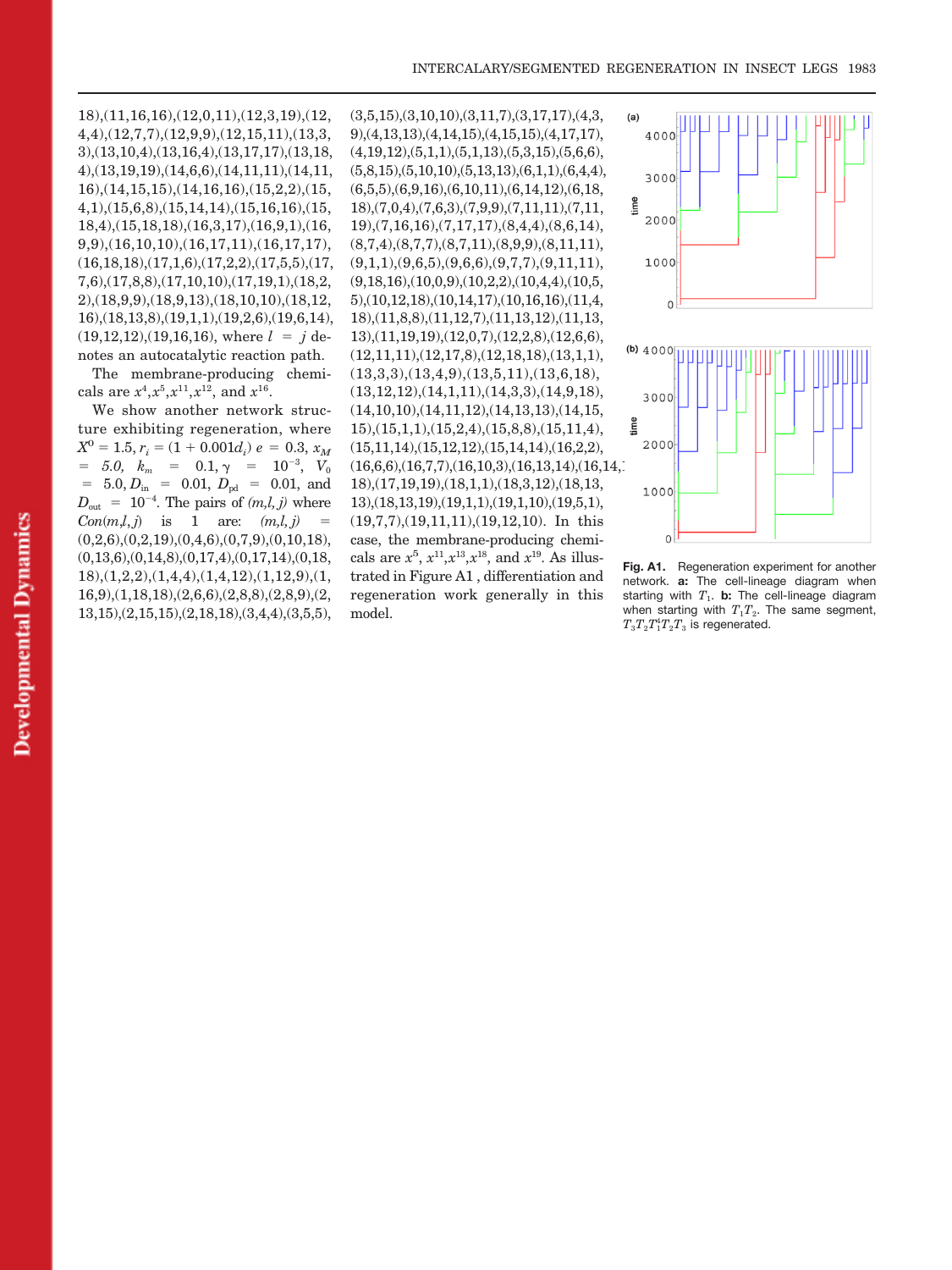18),(11,16,16),(12,0,11),(12,3,19),(12,4,4),(12,7,7),(12,9,9),(12,15,11),(13,3,3),(13,10,4),(13,16,4),(13,17,17),(13,18,4),(13,19,19),(14,6,6),(14,11,11),(14,11,16),(14,15,15),(14,16,16),(15,2,2),(15,4,1),(15,6,8),(15,14,14),(15,16,16),(15,18,4),(15,18,18),(16,3,17),(16,9,1),(16,9,9),(16,10,10),(16,17,11),(16,17,17),(16,18,18),(17,1,6),(17,2,2),(17,5,5),(17,7,6),(17,8,8),(17,10,10),(17,19,1),(18,2,2),(18,9,9),(18,9,13),(18,10,10),(18,12,16),(18,13,8),(19,1,1),(19,2,6),(19,6,14),(19,12,12),(19,16,16), where $l = j$ denotes an autocatalytic reaction path.

The membrane-producing chemicals are $x^4$,$x^5$,$x^{11}$,$x^{12}$, and $x^{16}$.

We show another network structure exhibiting regeneration, where $X^0 = 1.5$, $r_i = (1 + 0.001d_i)$ $e = 0.3$, $x_M = 5.0$, $k_m = 0.1$, $\gamma = 10^{-3}$, $V_0 = 5.0$, $D_{in} = 0.01$, $D_{pd} = 0.01$, and $D_{out} = 10^{-4}$. The pairs of $(m,l,j)$ where $Con(m,l,j)$ is 1 are: $(m,l,j)$ = (0,2,6),(0,2,19),(0,4,6),(0,7,9),(0,10,18),(0,13,6),(0,14,8),(0,17,4),(0,17,14),(0,18,18),(1,2,2),(1,4,4),(1,4,12),(1,12,9),(1,16,9),(1,18,18),(2,6,6),(2,8,8),(2,8,9),(2,13,15),(2,15,15),(2,18,18),(3,4,4),(3,5,5),(3,5,15),(3,10,10),(3,11,7),(3,17,17),(4,3,9),(4,13,13),(4,14,15),(4,15,15),(4,17,17),(4,19,12),(5,1,1),(5,1,13),(5,3,15),(5,6,6),(5,8,15),(5,10,10),(5,13,13),(6,1,1),(6,4,4),(6,5,5),(6,9,16),(6,10,11),(6,14,12),(6,18,18),(7,0,4),(7,6,3),(7,9,9),(7,11,11),(7,11,19),(7,16,16),(7,17,17),(8,4,4),(8,6,14),(8,7,4),(8,7,7),(8,7,11),(8,9,9),(8,11,11),(9,1,1),(9,6,5),(9,6,6),(9,7,7),(9,11,11),(9,18,16),(10,0,9),(10,2,2),(10,4,4),(10,5,5),(10,12,18),(10,14,17),(10,16,16),(11,4,18),(11,8,8),(11,12,7),(11,13,12),(11,13,13),(11,19,19),(12,0,7),(12,2,8),(12,6,6),(12,11,11),(12,17,8),(12,18,18),(13,1,1),(13,3,3),(13,4,9),(13,5,11),(13,6,18),(13,12,12),(14,1,11),(14,3,3),(14,9,18),(14,10,10),(14,11,12),(14,13,13),(14,15,15),(15,1,1),(15,2,4),(15,8,8),(15,11,4),(15,11,14),(15,12,12),(15,14,14),(16,2,2),(16,6,6),(16,7,7),(16,10,3),(16,13,14),(16,14,18),(17,19,19),(18,1,1),(18,3,12),(18,13,13),(18,13,19),(19,1,1),(19,1,10),(19,5,1),(19,7,7),(19,11,11),(19,12,10). In this case, the membrane-producing chemicals are $x^5$, $x^{11}$,$x^{13}$,$x^{18}$, and $x^{19}$. As illustrated in Figure A1, differentiation and regeneration work generally in this model.

(a)
4000
3000
2000
1000
0
time

(b)
4000
3000
2000
1000
0
time

**Fig. A1.** Regeneration experiment for another network. **a:** The cell-lineage diagram when starting with $T_1$. **b:** The cell-lineage diagram when starting with $T_1T_2$. The same segment, $T_3T_2T_1^4T_2T_3$ is regenerated.